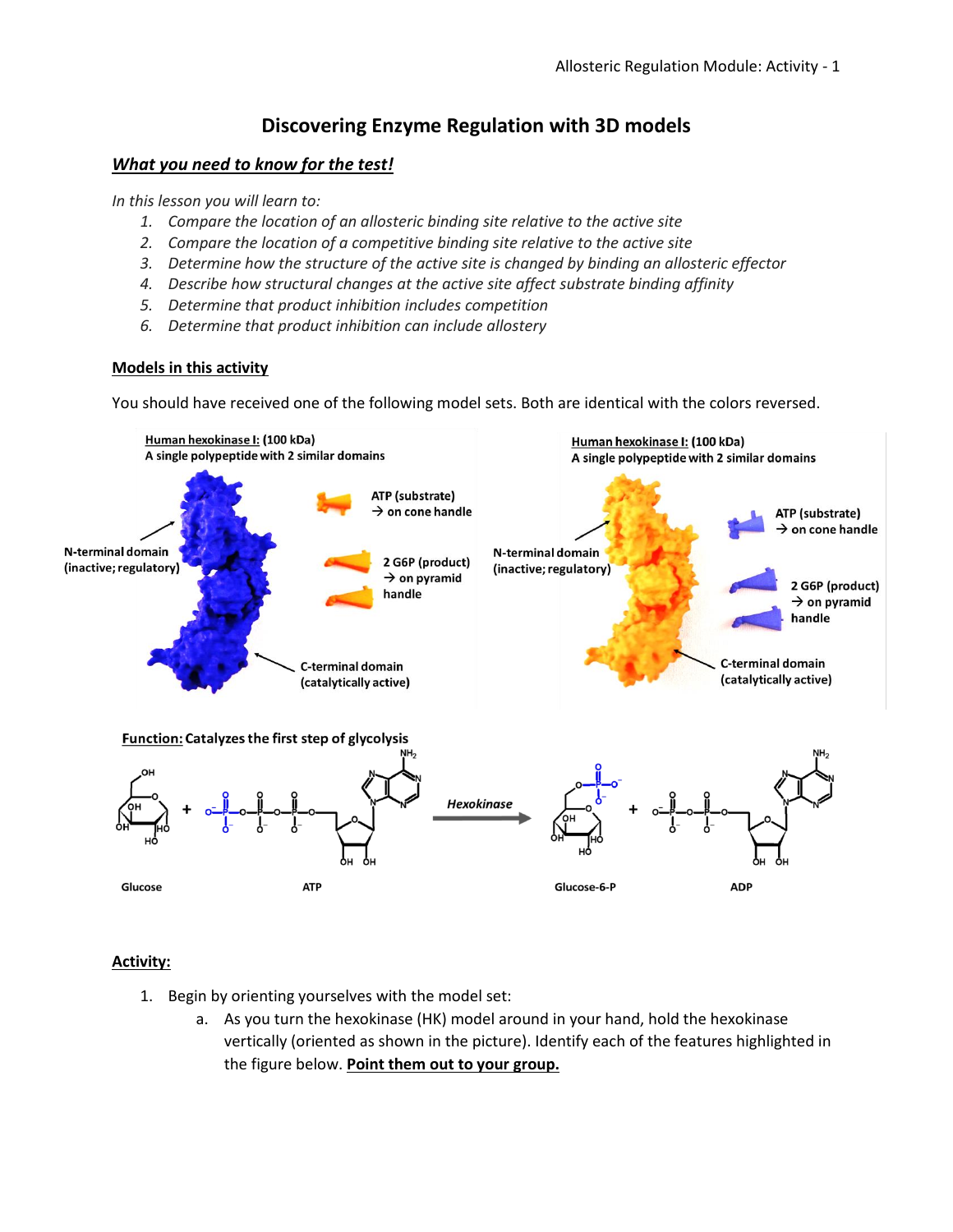# Discovering Enzyme Regulation with 3D models

## ***What you need to know for the test!***

*In this lesson you will learn to:*

1. *Compare the location of an allosteric binding site relative to the active site*
2. *Compare the location of a competitive binding site relative to the active site*
3. *Determine how the structure of the active site is changed by binding an allosteric effector*
4. *Describe how structural changes at the active site affect substrate binding affinity*
5. *Determine that product inhibition includes competition*
6. *Determine that product inhibition can include allostery*

### Models in this activity

You should have received one of the following model sets. Both are identical with the colors reversed.

**Human hexokinase I: (100 kDa)**
**A single polypeptide with 2 similar domains**

**N-terminal domain (inactive; regulatory)**

**C-terminal domain (catalytically active)**

**ATP (substrate) → on cone handle**

**2 G6P (product) → on pyramid handle**

**Human hexokinase I: (100 kDa)**
**A single polypeptide with 2 similar domains**

**N-terminal domain (inactive; regulatory)**

**C-terminal domain (catalytically active)**

**ATP (substrate) → on cone handle**

**2 G6P (product) → on pyramid handle**

**Function: Catalyzes the first step of glycolysis**

Glucose + ATP —*Hexokinase*→ Glucose-6-P + ADP

### Activity:

1. Begin by orienting yourselves with the model set:
   a. As you turn the hexokinase (HK) model around in your hand, hold the hexokinase vertically (oriented as shown in the picture). Identify each of the features highlighted in the figure below. **Point them out to your group.**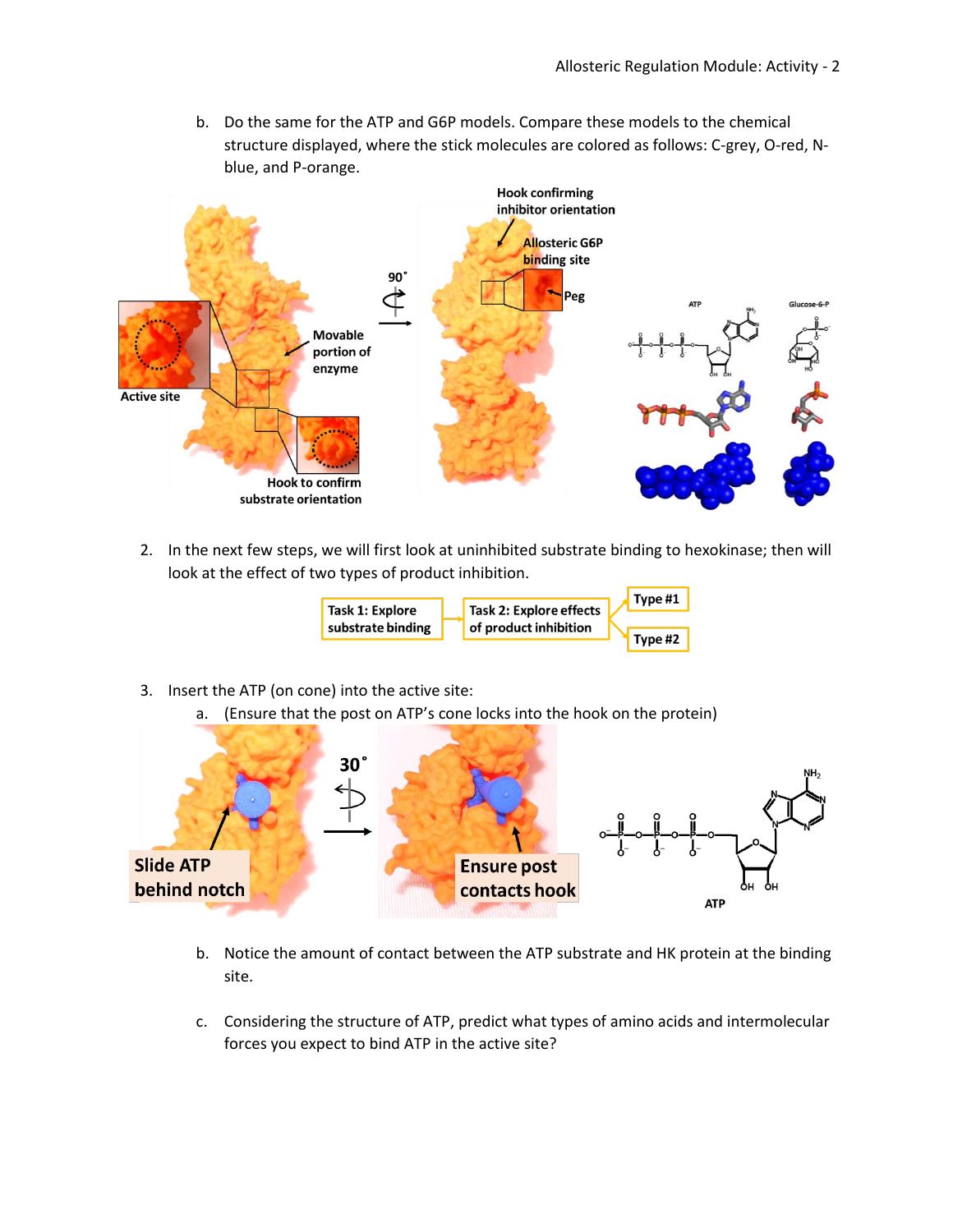b. Do the same for the ATP and G6P models. Compare these models to the chemical structure displayed, where the stick molecules are colored as follows: C-grey, O-red, N-blue, and P-orange.

2. In the next few steps, we will first look at uninhibited substrate binding to hexokinase; then will look at the effect of two types of product inhibition.

3. Insert the ATP (on cone) into the active site:
   a. (Ensure that the post on ATP's cone locks into the hook on the protein)

   b. Notice the amount of contact between the ATP substrate and HK protein at the binding site.

   c. Considering the structure of ATP, predict what types of amino acids and intermolecular forces you expect to bind ATP in the active site?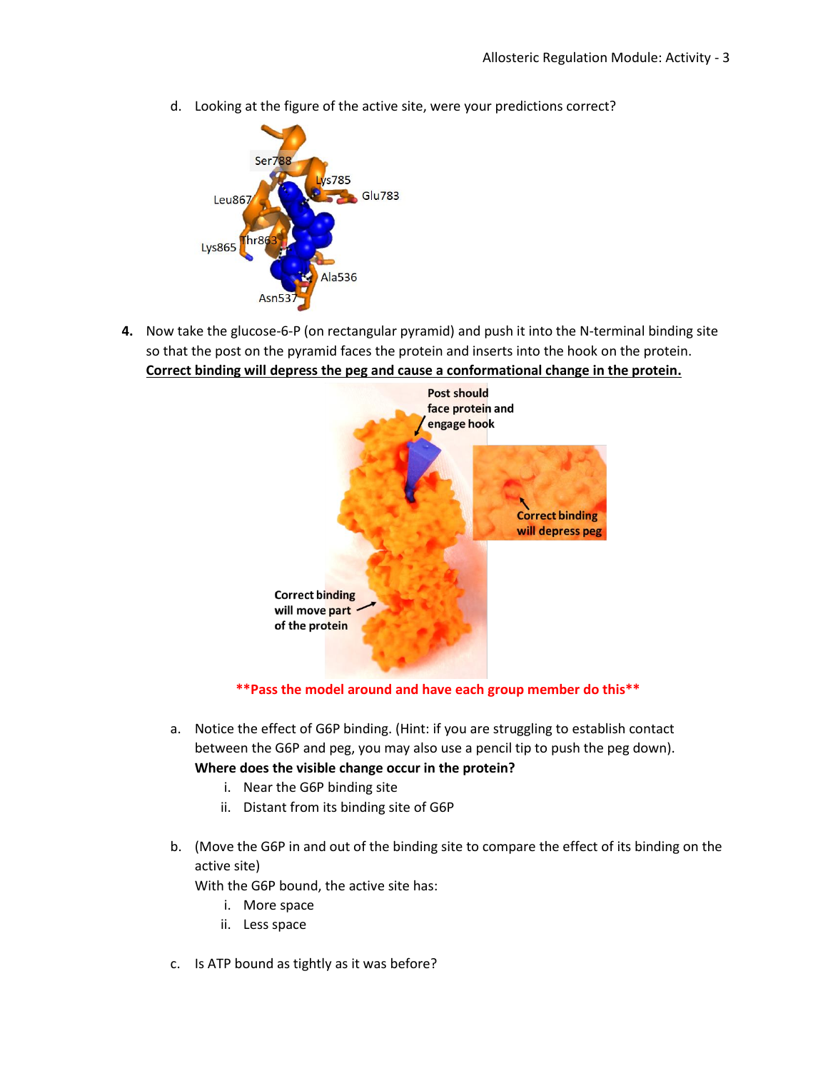d. Looking at the figure of the active site, were your predictions correct?

**4.** Now take the glucose-6-P (on rectangular pyramid) and push it into the N-terminal binding site so that the post on the pyramid faces the protein and inserts into the hook on the protein. **Correct binding will depress the peg and cause a conformational change in the protein.**

****Pass the model around and have each group member do this****

a. Notice the effect of G6P binding. (Hint: if you are struggling to establish contact between the G6P and peg, you may also use a pencil tip to push the peg down). **Where does the visible change occur in the protein?**

   i. Near the G6P binding site
   ii. Distant from its binding site of G6P

b. (Move the G6P in and out of the binding site to compare the effect of its binding on the active site)
   With the G6P bound, the active site has:

   i. More space
   ii. Less space

c. Is ATP bound as tightly as it was before?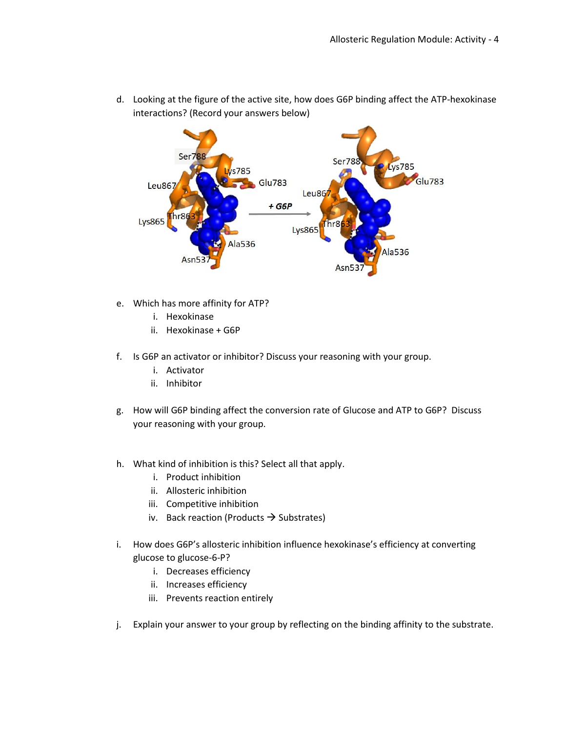d. Looking at the figure of the active site, how does G6P binding affect the ATP-hexokinase interactions? (Record your answers below)

e. Which has more affinity for ATP?
   i. Hexokinase
   ii. Hexokinase + G6P

f. Is G6P an activator or inhibitor? Discuss your reasoning with your group.
   i. Activator
   ii. Inhibitor

g. How will G6P binding affect the conversion rate of Glucose and ATP to G6P? Discuss your reasoning with your group.

h. What kind of inhibition is this? Select all that apply.
   i. Product inhibition
   ii. Allosteric inhibition
   iii. Competitive inhibition
   iv. Back reaction (Products → Substrates)

i. How does G6P's allosteric inhibition influence hexokinase's efficiency at converting glucose to glucose-6-P?
   i. Decreases efficiency
   ii. Increases efficiency
   iii. Prevents reaction entirely

j. Explain your answer to your group by reflecting on the binding affinity to the substrate.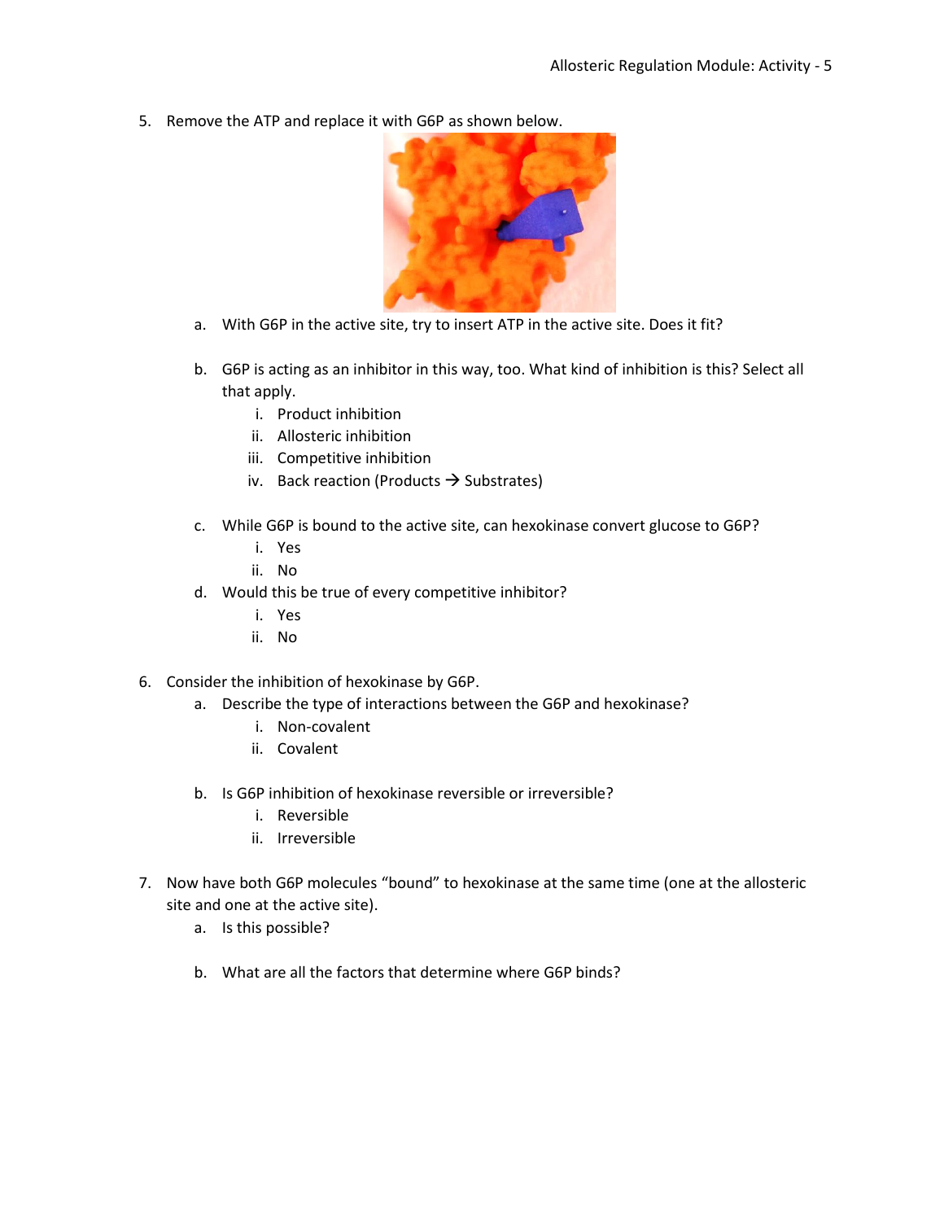5. Remove the ATP and replace it with G6P as shown below.

   a. With G6P in the active site, try to insert ATP in the active site. Does it fit?

   b. G6P is acting as an inhibitor in this way, too. What kind of inhibition is this? Select all that apply.
      i. Product inhibition
      ii. Allosteric inhibition
      iii. Competitive inhibition
      iv. Back reaction (Products → Substrates)

   c. While G6P is bound to the active site, can hexokinase convert glucose to G6P?
      i. Yes
      ii. No

   d. Would this be true of every competitive inhibitor?
      i. Yes
      ii. No

6. Consider the inhibition of hexokinase by G6P.
   a. Describe the type of interactions between the G6P and hexokinase?
      i. Non-covalent
      ii. Covalent

   b. Is G6P inhibition of hexokinase reversible or irreversible?
      i. Reversible
      ii. Irreversible

7. Now have both G6P molecules "bound" to hexokinase at the same time (one at the allosteric site and one at the active site).
   a. Is this possible?

   b. What are all the factors that determine where G6P binds?